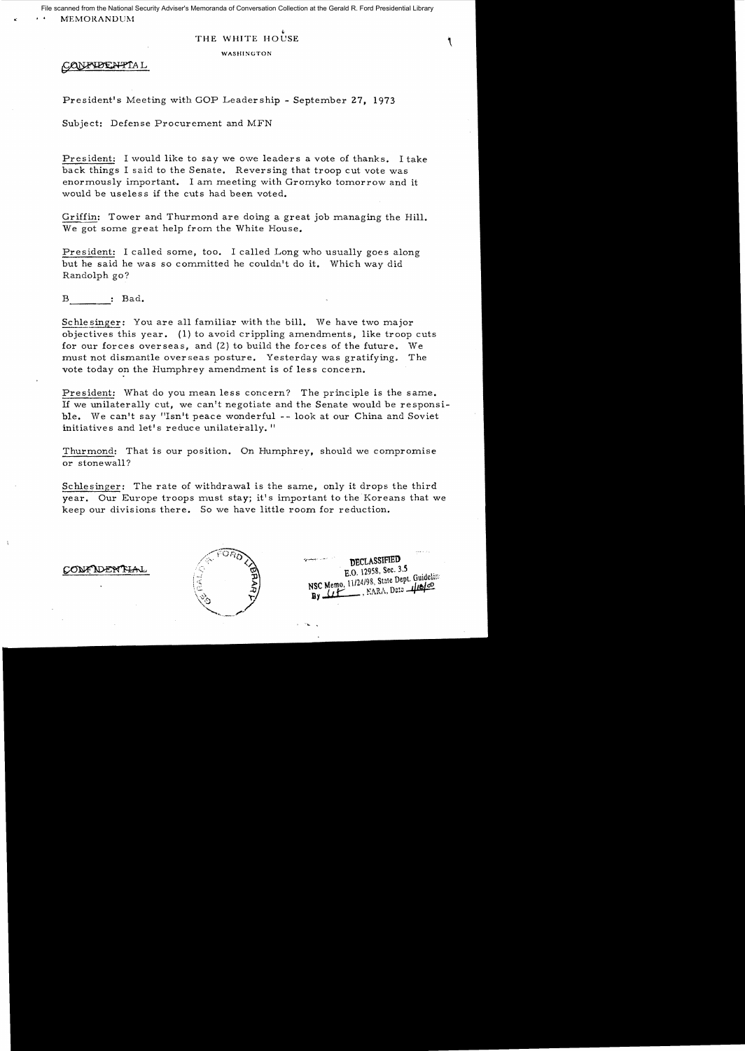File scanned from the National Security Adviser's Memoranda of Conversation Collection at the Gerald R. Ford Presidential Library

MEMORANDUM

THE WHITE HOUSE

WASHINGTON

CONFIDENTIAL

President's Meeting with GOP Leadership - September 27, 1973

Subject: Defense Procurement and MFN

President: I would like to say we owe leaders a vote of thanks. I take back things I said to the Senate. Reversing that troop cut vote was enormously important. I am meeting with Gromyko tomorrow and it would be useless if the cuts had been voted.

Griffin: Tower and Thurmond are doing a great job managing the Hill. We got some great help from the White House.

President: I called some, too. I called Long who usually goes along but he said he was so committed he couldn't do it. Which way did Randolph go?

B______: Bad.

Schlesinger: You are all familiar with the bill. We have two major objectives this year. (1) to avoid crippling amendments, like troop cuts for our forces overseas, and (2) to build the forces of the future. We must not dismantle overseas posture. Yesterday was gratifying. The vote today on the Humphrey amendment is of less concern.

President: What do you mean less concern? The principle is the same. If we unilaterally cut, we can't negotiate and the Senate would be responsible. We can't say "Isn't peace wonderful -- look at our China and Soviet initiatives and let's reduce unilaterally."

Thurmond: That is our position. On Humphrey, should we compromise or stonewall?

Schlesinger: The rate of withdrawal is the same, only it drops the third year. Our Europe troops must stay; it's important to the Koreans that we keep our divisions there. So we have little room for reduction.

CONFIDENTIAL

DECLASSIFIED
E.O. 12958, Sec. 3.5
NSC Memo, 11/24/98, State Dept. Guidelines
By ___, NARA, Date ___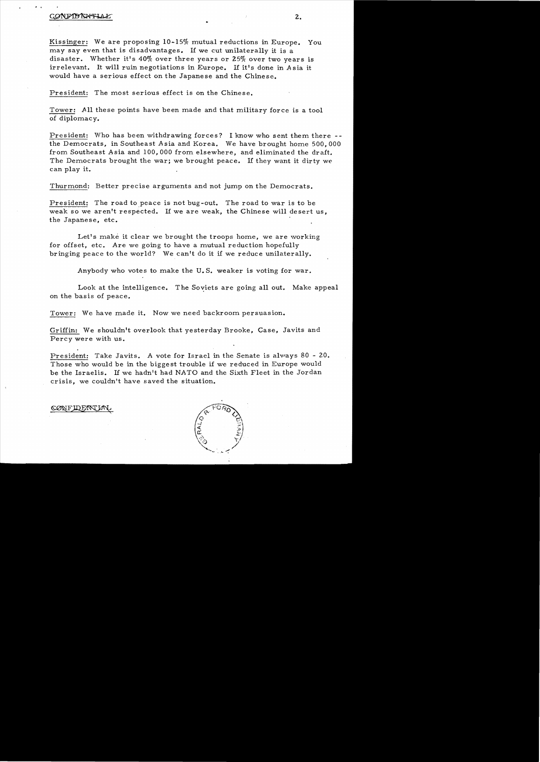CONFIDENTIAL

Kissinger: We are proposing 10-15% mutual reductions in Europe. You may say even that is disadvantages. If we cut unilaterally it is a disaster. Whether it's 40% over three years or 25% over two years is irrelevant. It will ruin negotiations in Europe. If it's done in Asia it would have a serious effect on the Japanese and the Chinese.

President: The most serious effect is on the Chinese.

Tower: All these points have been made and that military force is a tool of diplomacy.

President: Who has been withdrawing forces? I know who sent them there -- the Democrats, in Southeast Asia and Korea. We have brought home 500,000 from Southeast Asia and 100,000 from elsewhere, and eliminated the draft. The Democrats brought the war; we brought peace. If they want it dirty we can play it.

Thurmond: Better precise arguments and not jump on the Democrats.

President: The road to peace is not bug-out. The road to war is to be weak so we aren't respected. If we are weak, the Chinese will desert us, the Japanese, etc.

Let's make it clear we brought the troops home, we are working for offset, etc. Are we going to have a mutual reduction hopefully bringing peace to the world? We can't do it if we reduce unilaterally.

Anybody who votes to make the U.S. weaker is voting for war.

Look at the intelligence. The Soviets are going all out. Make appeal on the basis of peace.

Tower: We have made it. Now we need backroom persuasion.

Griffin: We shouldn't overlook that yesterday Brooke, Case, Javits and Percy were with us.

President: Take Javits. A vote for Israel in the Senate is always 80 - 20. Those who would be in the biggest trouble if we reduced in Europe would be the Israelis. If we hadn't had NATO and the Sixth Fleet in the Jordan crisis, we couldn't have saved the situation.

CONFIDENTIAL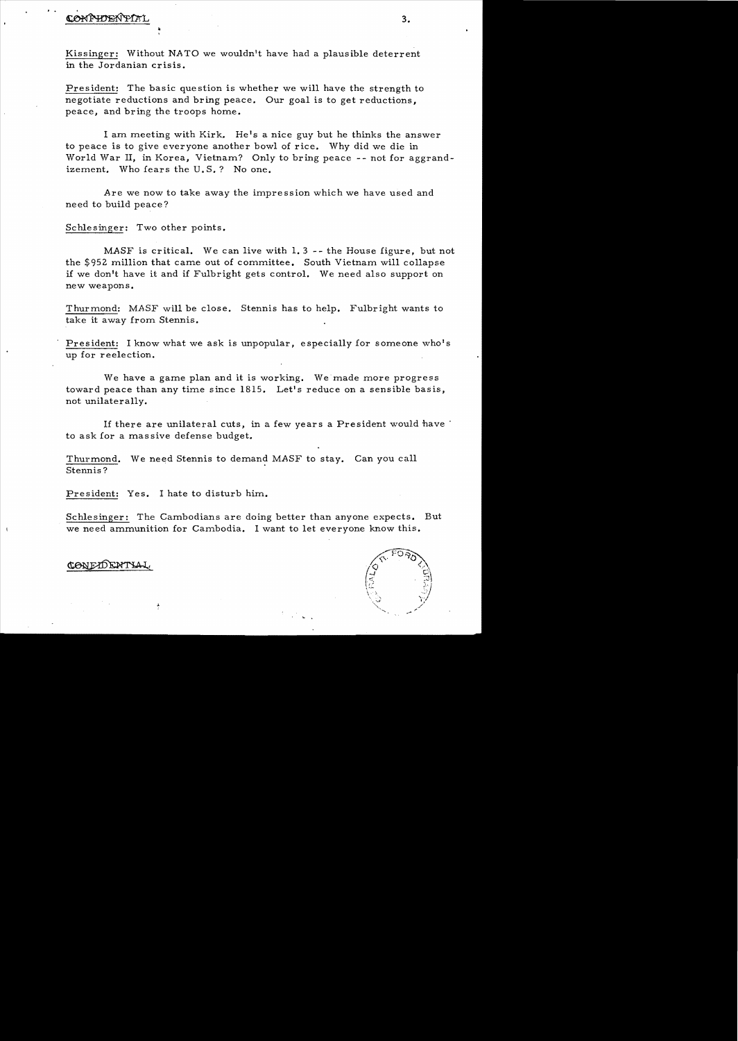CONFIDENTIAL

Kissinger: Without NATO we wouldn't have had a plausible deterrent in the Jordanian crisis.

President: The basic question is whether we will have the strength to negotiate reductions and bring peace. Our goal is to get reductions, peace, and bring the troops home.

I am meeting with Kirk. He's a nice guy but he thinks the answer to peace is to give everyone another bowl of rice. Why did we die in World War II, in Korea, Vietnam? Only to bring peace -- not for aggrandizement. Who fears the U.S.? No one.

Are we now to take away the impression which we have used and need to build peace?

Schlesinger: Two other points.

MASF is critical. We can live with 1.3 -- the House figure, but not the $952 million that came out of committee. South Vietnam will collapse if we don't have it and if Fulbright gets control. We need also support on new weapons.

Thurmond: MASF will be close. Stennis has to help. Fulbright wants to take it away from Stennis.

President: I know what we ask is unpopular, especially for someone who's up for reelection.

We have a game plan and it is working. We made more progress toward peace than any time since 1815. Let's reduce on a sensible basis, not unilaterally.

If there are unilateral cuts, in a few years a President would have to ask for a massive defense budget.

Thurmond. We need Stennis to demand MASF to stay. Can you call Stennis?

President: Yes. I hate to disturb him.

Schlesinger: The Cambodians are doing better than anyone expects. But we need ammunition for Cambodia. I want to let everyone know this.

CONFIDENTIAL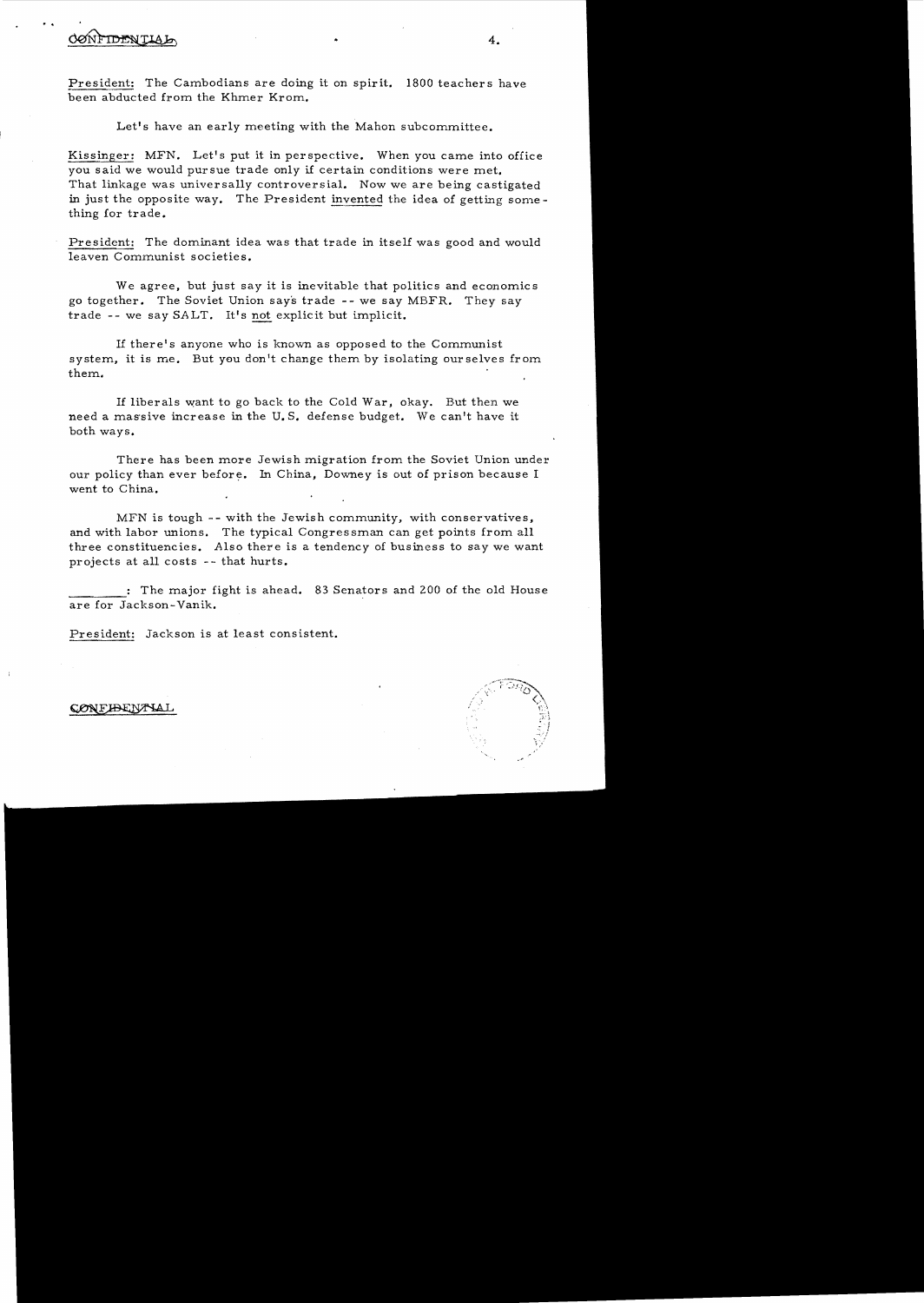CONFIDENTIAL

President: The Cambodians are doing it on spirit. 1800 teachers have been abducted from the Khmer Krom.

Let's have an early meeting with the Mahon subcommittee.

Kissinger: MFN. Let's put it in perspective. When you came into office you said we would pursue trade only if certain conditions were met. That linkage was universally controversial. Now we are being castigated in just the opposite way. The President invented the idea of getting something for trade.

President: The dominant idea was that trade in itself was good and would leaven Communist societies.

We agree, but just say it is inevitable that politics and economics go together. The Soviet Union says trade -- we say MBFR. They say trade -- we say SALT. It's not explicit but implicit.

If there's anyone who is known as opposed to the Communist system, it is me. But you don't change them by isolating ourselves from them.

If liberals want to go back to the Cold War, okay. But then we need a massive increase in the U.S. defense budget. We can't have it both ways.

There has been more Jewish migration from the Soviet Union under our policy than ever before. In China, Downey is out of prison because I went to China.

MFN is tough -- with the Jewish community, with conservatives, and with labor unions. The typical Congressman can get points from all three constituencies. Also there is a tendency of business to say we want projects at all costs -- that hurts.

______: The major fight is ahead. 83 Senators and 200 of the old House are for Jackson-Vanik.

President: Jackson is at least consistent.

CONFIDENTIAL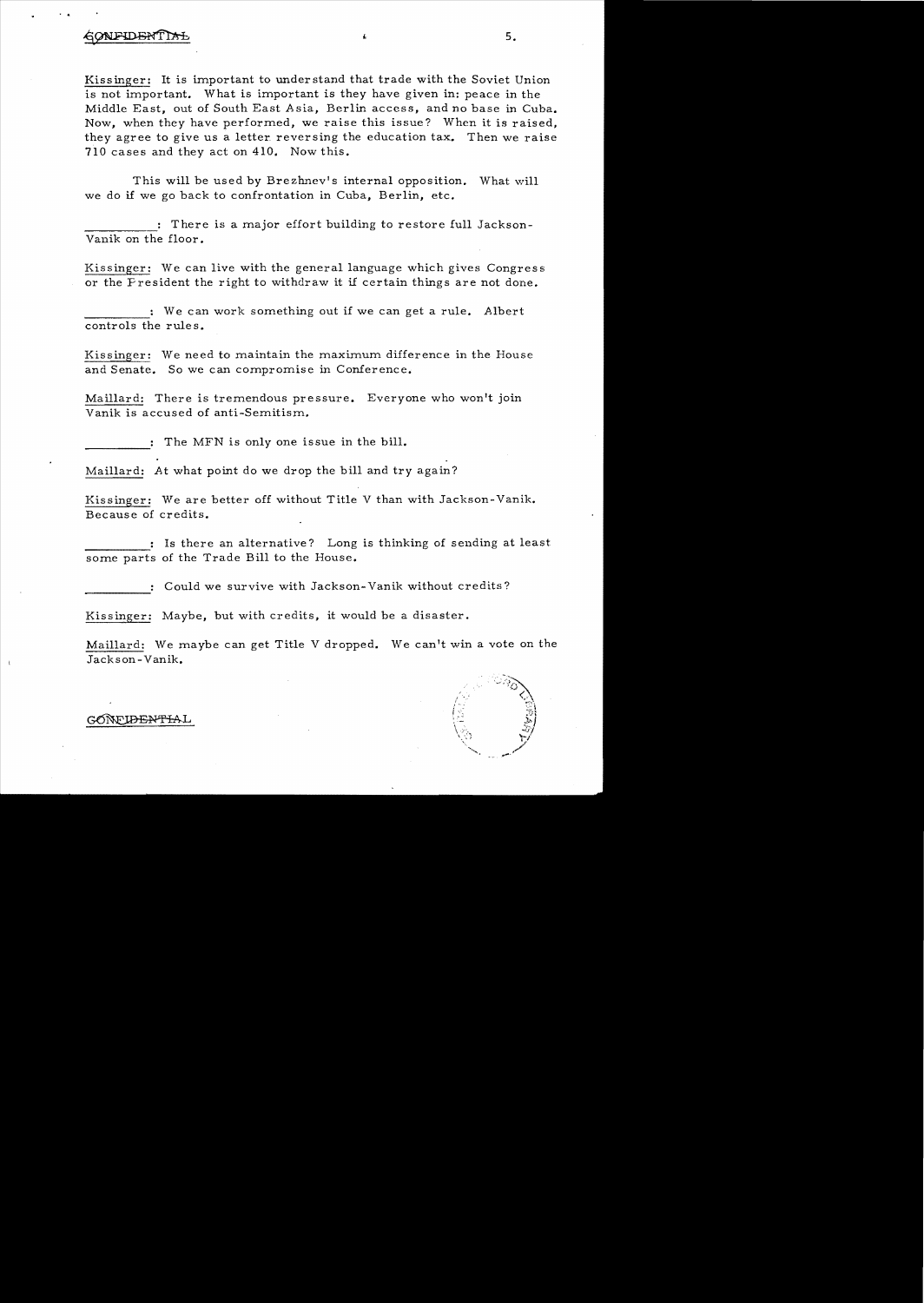CONFIDENTIAL

Kissinger: It is important to understand that trade with the Soviet Union is not important. What is important is they have given in: peace in the Middle East, out of South East Asia, Berlin access, and no base in Cuba. Now, when they have performed, we raise this issue? When it is raised, they agree to give us a letter reversing the education tax. Then we raise 710 cases and they act on 410. Now this.

This will be used by Brezhnev's internal opposition. What will we do if we go back to confrontation in Cuba, Berlin, etc.

_________: There is a major effort building to restore full Jackson-Vanik on the floor.

Kissinger: We can live with the general language which gives Congress or the President the right to withdraw it if certain things are not done.

_________: We can work something out if we can get a rule. Albert controls the rules.

Kissinger: We need to maintain the maximum difference in the House and Senate. So we can compromise in Conference.

Maillard: There is tremendous pressure. Everyone who won't join Vanik is accused of anti-Semitism.

_________: The MFN is only one issue in the bill.

Maillard: At what point do we drop the bill and try again?

Kissinger: We are better off without Title V than with Jackson-Vanik. Because of credits.

_________: Is there an alternative? Long is thinking of sending at least some parts of the Trade Bill to the House.

_________: Could we survive with Jackson-Vanik without credits?

Kissinger: Maybe, but with credits, it would be a disaster.

Maillard: We maybe can get Title V dropped. We can't win a vote on the Jackson-Vanik.

CONFIDENTIAL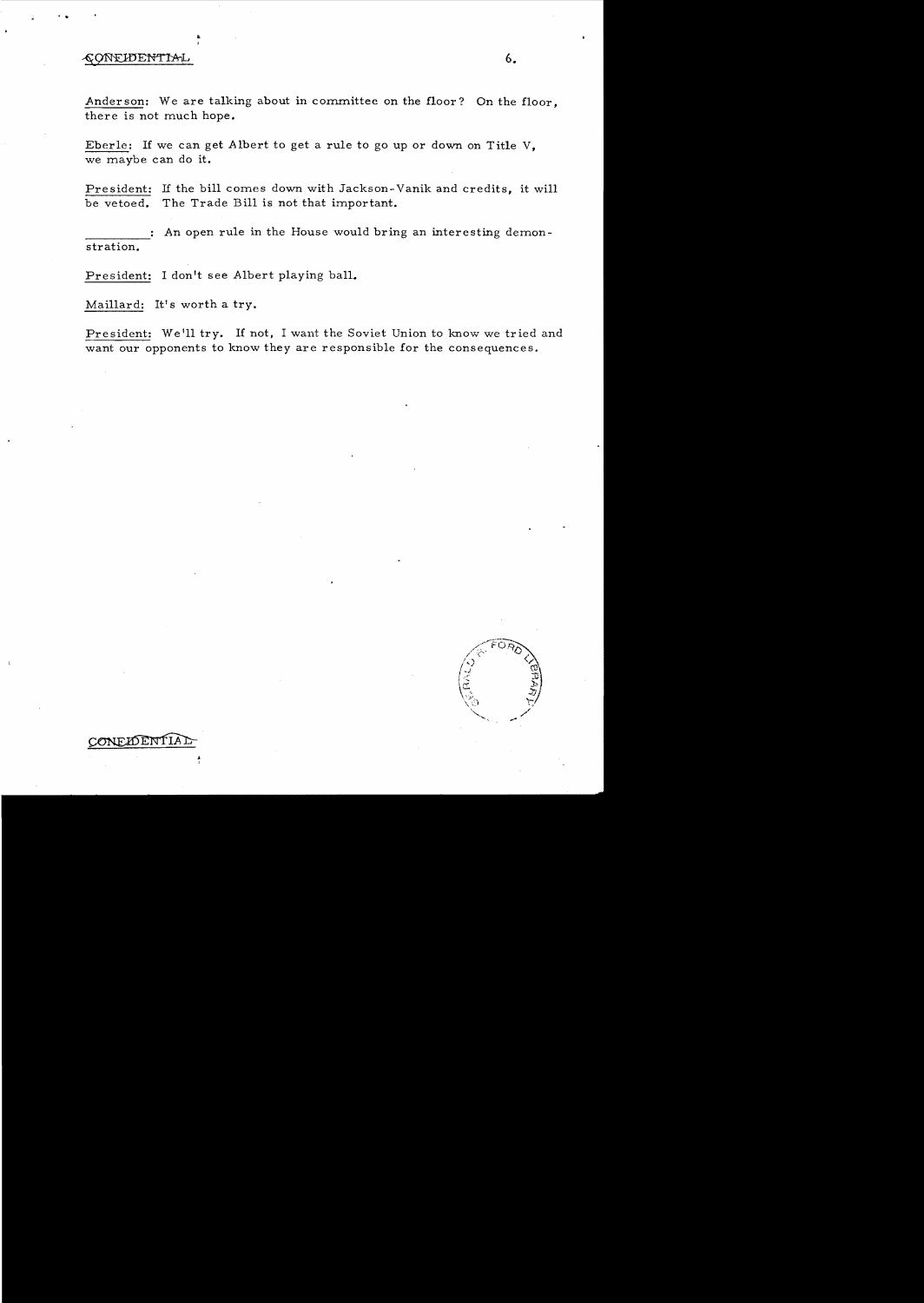Anderson: We are talking about in committee on the floor? On the floor, there is not much hope.

Eberle: If we can get Albert to get a rule to go up or down on Title V, we maybe can do it.

President: If the bill comes down with Jackson-Vanik and credits, it will be vetoed. The Trade Bill is not that important.

_________: An open rule in the House would bring an interesting demonstration.

President: I don't see Albert playing ball.

Maillard: It's worth a try.

President: We'll try. If not, I want the Soviet Union to know we tried and want our opponents to know they are responsible for the consequences.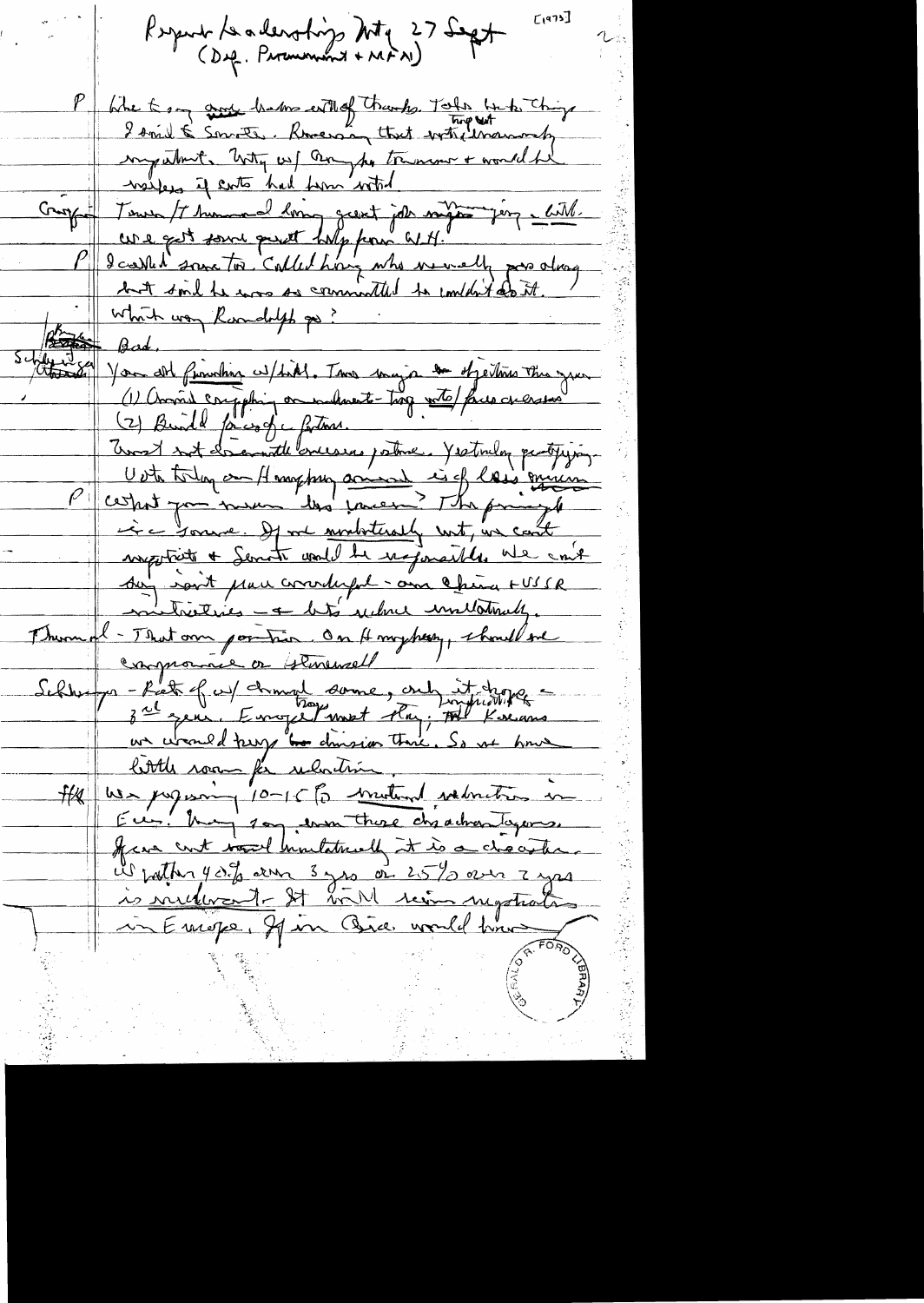Republican Leadership Mtg 27 Sept
(Dep. Paramount + MFN)

P | Like to say ~~good~~ heartfelt word of thanks. Tokes [?] to Chinese / I said to Senate. Remember that vote [top out] was unanimously important. Unity w/ Congress tomorrow + would be useless if cuts had been voted.

Griffin | Tower / Thurmond doing great job, ~~might~~ Mansfield, Long, Will. We got some great help from W.H.

P | I called some too. Called Long who usually goes along but said he was so committed he couldn't do it.

What was Randolph go?

~~Bad~~ Bad.

Schlesinger | You all familiar w/ talks. Two major ~~to~~ objectives this year (1) Avoid crippling amendments - long vote / force overseas (2) Build force for future.

Must not demonstrate overseas posture. Yesterday gratifying. Vote today on Humphrey amend is of less ~~concern~~ concern.

P | What you mean less concern? The principle is same. If we unilaterally cut, we can't negotiate + Senate would be responsible. We can't say isn't peace wonderful - our China + USSR initiatives - + let's reduce unilaterally.

Thurmond - That our position. On Humphrey, should we compromise on Stennis?

Schlesinger - Part of w/ drawal [troop] done, only it [impractical] to hope in 3rd year. Europe must stay; ~~and~~ Koreans we would [keep] two division there. So we have little room for reduction.

HK | We proposing 10-15% mutual reduction in Eur. Many say even these disadvantageous. If we cut ~~troops~~ unilaterally it is a disaster. US rather 40% over 3 yrs or 25% over 2 yrs is irrelevant. It will ruin negotiations in Europe. If in Asia would have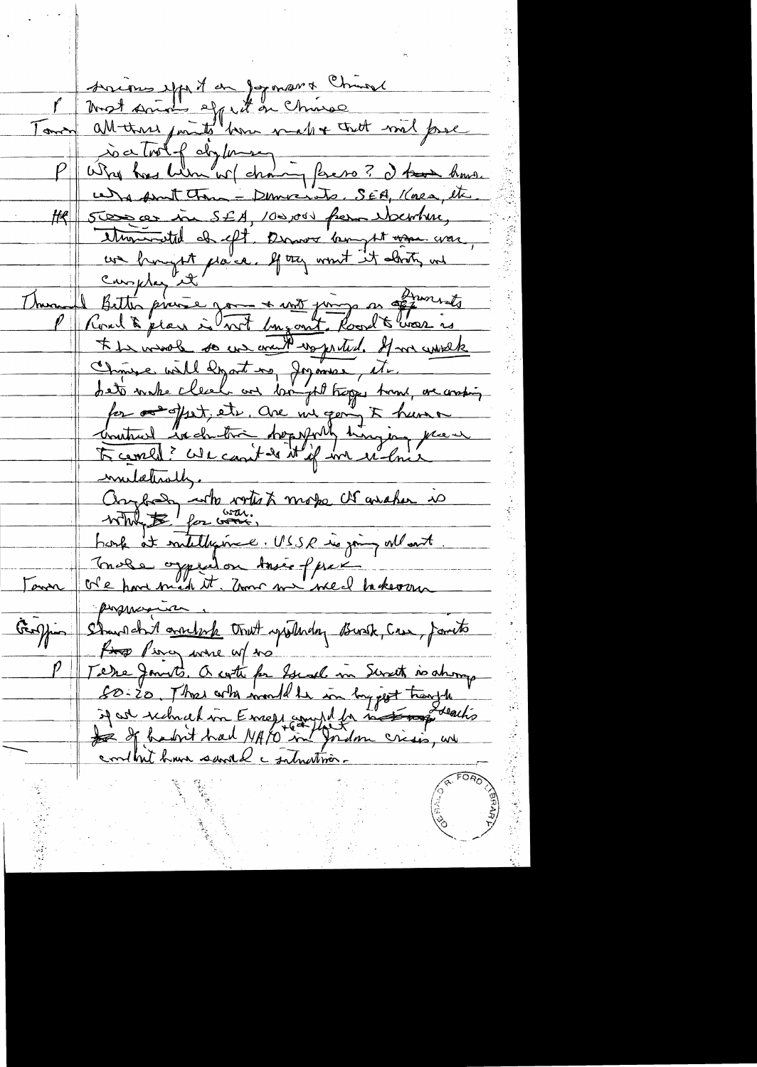serious effect on Japanese & Chinese

P | Most serious effect on Chinese

Tower | All these points have merit & that will pose a test of diplomacy

P | Why has Hanoi w/drawing forces? I have heard. We don't think — Democrats. SEA, Korea, etc.

HK | 50000 in SEA, 100,000 from Uzbekistan, terminated draft. Democrats brought us war, we brought peace. If they want it destroyed, we can play it.

Thurmond | Better praise pres + not jump on Democrats

P | Road to peace is not by court. Road to war is to be weak so we aren't respected. If we weak, Chinese will sell out, Japanese, etc. Let's make clear we brought troops home, are working for offset, etc. Are we going to have a Unilateral reduction hopefully bringing peace to world? We can't do it if we do it unilaterally.

Anybody who votes to make US weaker is voting for war.

Look at intelligence. USSR is going all out.

Make opposition tasks of peace

Tower | We have made it. Now we need to keep our preparedness.

Griffin | Shouldn't overlook that yesterday Brooke, Case, Javits, Percy were w/ us

P | Take Javits. A vote for Israel in Senate is always 80-20. Those who would be in biggest trouble if we reduced in Europe would be Zionists. If hadn't had NATO in Jordan crisis, we couldn't have saved situation.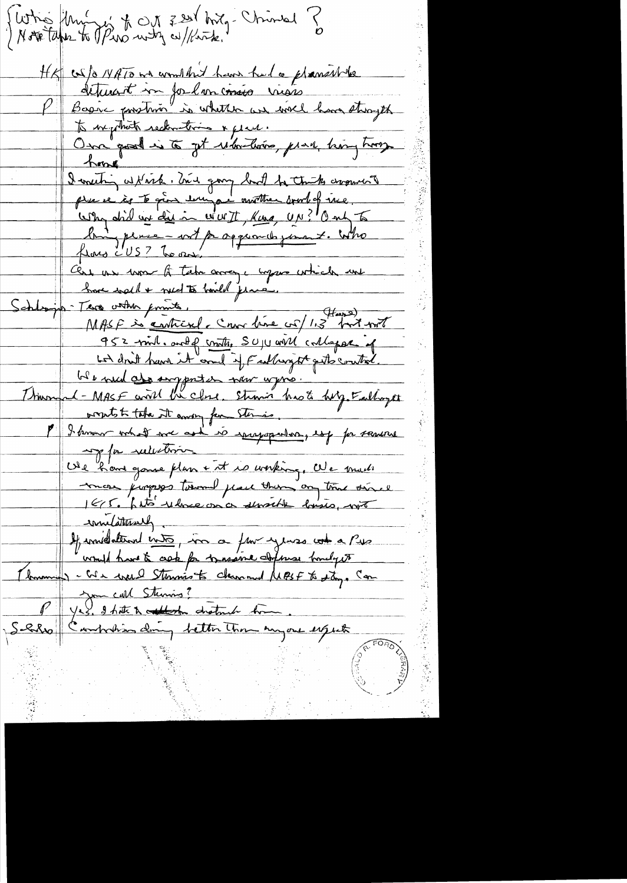{ Who [illegible] to OK ? [illegible] — China? }
{ Note taken to Pres with w/Kirk. }

HK w/o NATO we wouldn't have had a plausible detriment in foreign crisis [illegible]

P Basic question is whether we will have strength to negotiate reductions & peace.
Our goal is to get reductions, peace, bring troops home.
I [illegible] w/Kirk. [illegible] going back he thinks around the place is to give [illegible] another sort of [illegible].
Why did we die in WWII, Korea, VN? Only to bring peace — not for aggrandizement. Who fears US? No one.
Can we now to take away weapons which we have used & need to build peace.

Schlesinger - Two other points.
MASF is critical. Can live w/ 1.3 (House) but not 952 mil. out of [illegible]. SO/VN will collapse if we don't have it and if Fulbright gets control.
We need also [illegible] new [illegible].

Thurmond - MASF will be close. Stennis has to help. Fulbright wants to take it away from Stennis.

P I know what we ask is unpopular, esp for someone up for reelection.
We have gone far & it is working. We made more progress toward peace than any time since 1945. Let's reduce on a sensible basis, not unilaterally.
If unilateral cuts, in a few years we a Pres would have to ask for massive defense budgets.

Thurmond - We need Stennis to [illegible] MASF to stay. Can you call Stennis?

P Yes. I hate to [illegible] disturb him.

Scholes Cambodians doing better than anyone expects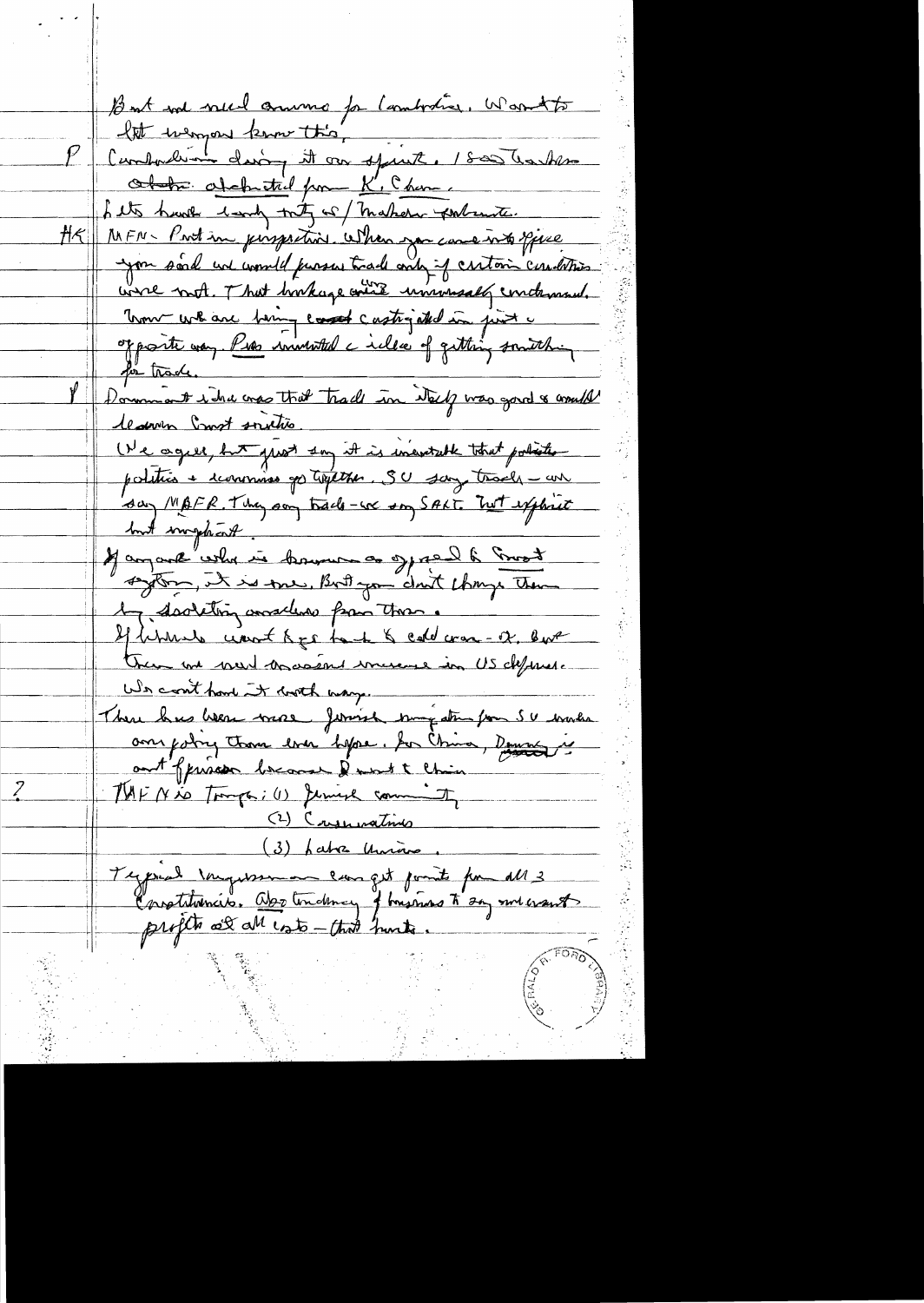But we need ammo for Cambodia. Want to let everyone know this.

P — Cambodia doing it on spirit. 1500 tanks ... dispatched from K. Chan.

Lets have land tanks w/ Mahon ... 

HK — MFN - Put in perspective. When you came into office you said we would pursue trade only if certain conditions were met. That linkage was universally condemned. Now we are being castigated in just the opposite way. Press insulted the idea of getting something for trade.

P — Dominant idea was that trade in itself was good & would lessen Soviet ...

We agree, but just say it is inevitable that politics + economics go together. SU say trade — we say MBFR. They say trade — we say SALT. Not explicit but implicit.

If anyone who is known as opposed to Soviet system, it is me. But you don't change them by isolating ourselves from them.

If liberals want to go back to cold war — ok. But then we need massive increase in US defenses. We can't have it both ways.

There has been more Jewish emigration from SU under our policy than ever before. For China, Dem... is out of prison because I went to China.

? — MFN is Troops: (1) Jewish community
(2) Conservatives
(3) Labor Unions.

Typical congressman can get points for all 3 constituencies. Also tendency of business to say ... want profits at all costs — that hurts.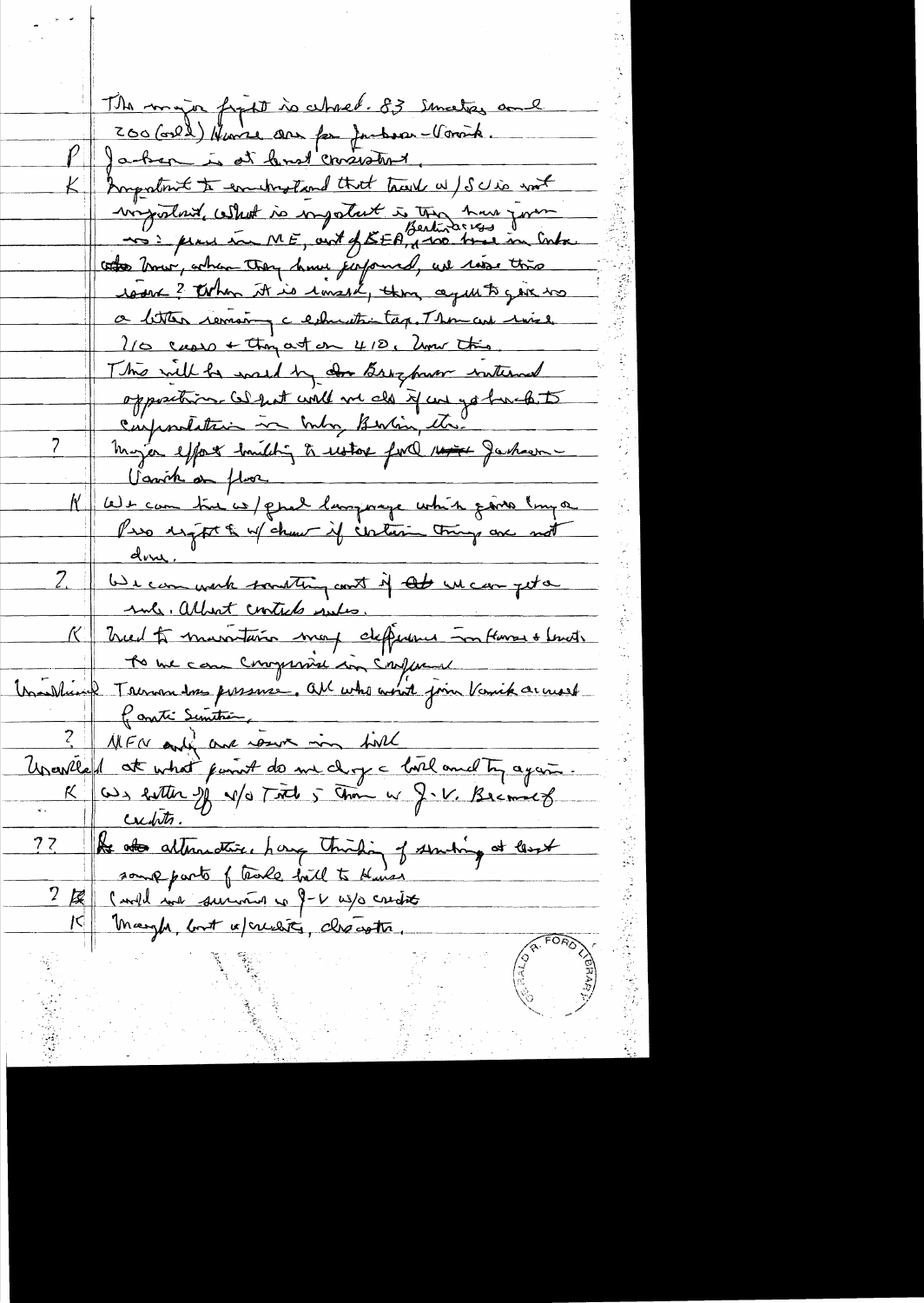The major fight is ahead. 83 Senators and 200 (odd) House are for Jackson-Vanik.

P | Jackson is at least consistent.

K | Important to understand that trade w/SU is not important. What is important is they have given us: peace in ME, out of SEA, Berlin access, troops in Cuba.
How, when they have performed, we raise this issue? When it is raised, they agreed to give us a letter removing education tax. Then we raised 110 cases + they acted on 410. Now this.
This will be used by Brezhnev internal opposition. What will we do if we go back to confrontation in Cuba, Berlin, etc.

? | Major effort building to restore full Jackson-Vanik on floor.

K | We can live w/ general language which gives Pres right to w/draw if certain things are not done.

? | We can work something out if we can get a rule. Albert controls rules.

K | Tried to maintain major differences in House + Senate so we can compromise in conference.

Unidentified | Tremendous pressure. All who won't join Vanik accused of anti-Semitism.

? | MFN only one issue in bill

Unidentified | At what point do we drop bill and try again.

K | Was better off w/o Title 5 than w/ J-V. Because of credits.

?? | As alternative, how about thinking of sending at least some parts of trade bill to House.

? | Could not survive w/ J-V w/o credits

K | Maybe, but w/credits, disaster.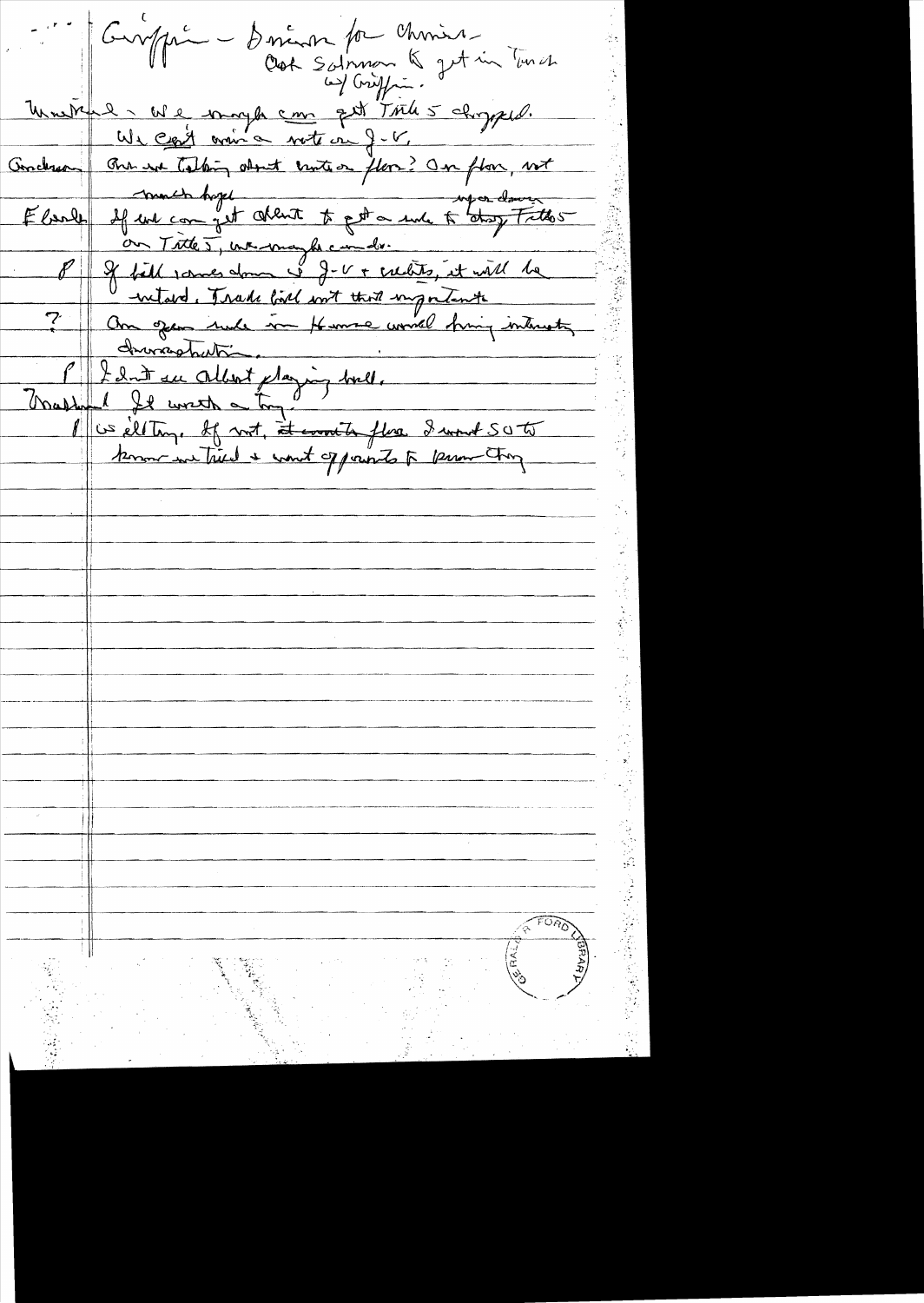Griffin – Driver for Chrmn –
Ask Salmon to get in touch w/ Griffin.

Mansfield – We may be can get Title 5 chopped.
We can't win a vote on J-V,

Anderson – Are we talking about vote on floor? On floor, not much hope

Flood – If we can get about to get a rule to strip/up or down Title 5 on Title 5, we may be can do.

P – If bill comes down w J-V + credits, it will be vetoed. Trade bill not that important.

? – An open rule in House would bring interesting demonstration.

P – I don't see Albert playing ball.

Mansfield – It's worth a try.

P – is all try. If not, it won't be floor. I want SOTU know we tried + want opponents to know thing